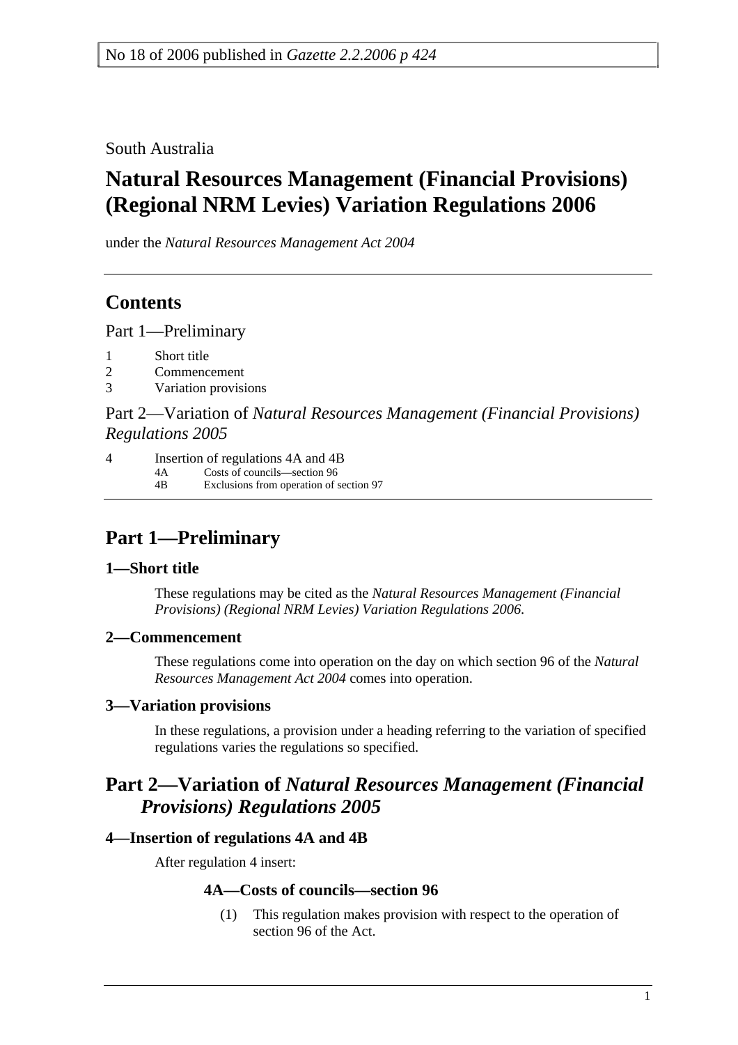No 18 of 2006 published in *Gazette 2.2.2006 p 424*

South Australia

# Natural Resources Management (Financial Provisions) (Regional NRM Levies) Variation Regulations 2006

under the *Natural Resources Management Act 2004*

## Contents

Part 1—Preliminary

1 Short title
2 Commencement
3 Variation provisions

Part 2—Variation of *Natural Resources Management (Financial Provisions) Regulations 2005*

4 Insertion of regulations 4A and 4B
 4A Costs of councils—section 96
 4B Exclusions from operation of section 97

## Part 1—Preliminary

### 1—Short title

These regulations may be cited as the *Natural Resources Management (Financial Provisions) (Regional NRM Levies) Variation Regulations 2006*.

### 2—Commencement

These regulations come into operation on the day on which section 96 of the *Natural Resources Management Act 2004* comes into operation.

### 3—Variation provisions

In these regulations, a provision under a heading referring to the variation of specified regulations varies the regulations so specified.

## Part 2—Variation of *Natural Resources Management (Financial Provisions) Regulations 2005*

### 4—Insertion of regulations 4A and 4B

After regulation 4 insert:

#### 4A—Costs of councils—section 96

(1) This regulation makes provision with respect to the operation of section 96 of the Act.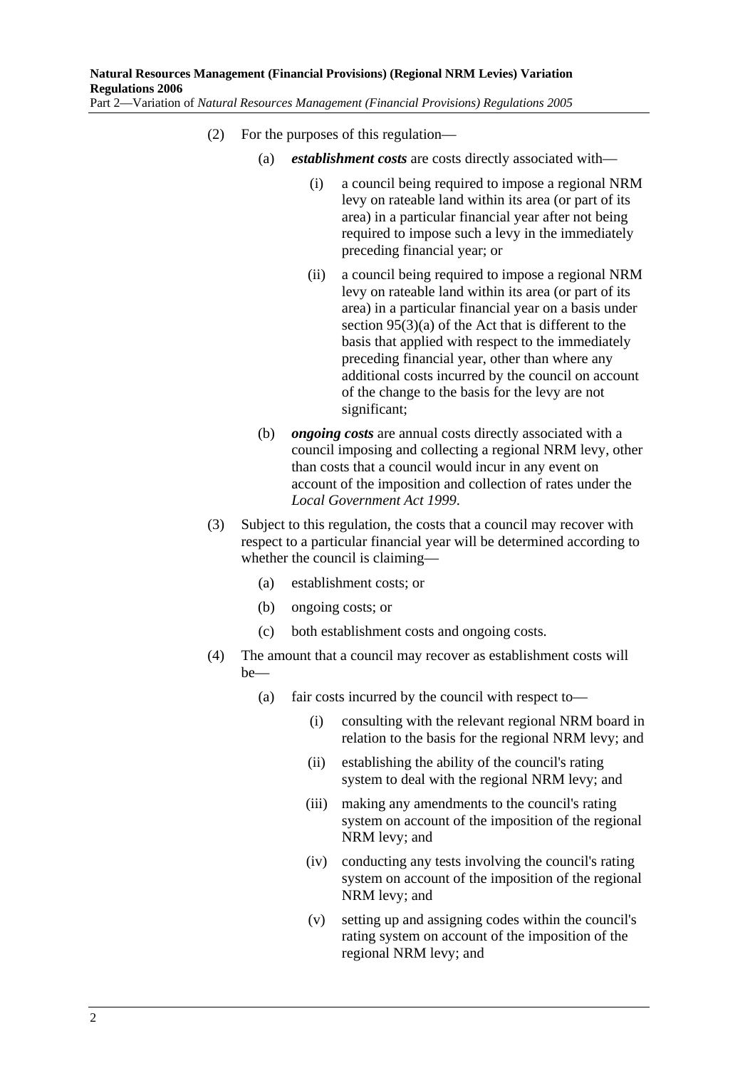(2) For the purposes of this regulation—

  (a) ***establishment costs*** are costs directly associated with—

    (i) a council being required to impose a regional NRM levy on rateable land within its area (or part of its area) in a particular financial year after not being required to impose such a levy in the immediately preceding financial year; or

    (ii) a council being required to impose a regional NRM levy on rateable land within its area (or part of its area) in a particular financial year on a basis under section 95(3)(a) of the Act that is different to the basis that applied with respect to the immediately preceding financial year, other than where any additional costs incurred by the council on account of the change to the basis for the levy are not significant;

  (b) ***ongoing costs*** are annual costs directly associated with a council imposing and collecting a regional NRM levy, other than costs that a council would incur in any event on account of the imposition and collection of rates under the *Local Government Act 1999*.

(3) Subject to this regulation, the costs that a council may recover with respect to a particular financial year will be determined according to whether the council is claiming—

  (a) establishment costs; or

  (b) ongoing costs; or

  (c) both establishment costs and ongoing costs.

(4) The amount that a council may recover as establishment costs will be—

  (a) fair costs incurred by the council with respect to—

    (i) consulting with the relevant regional NRM board in relation to the basis for the regional NRM levy; and

    (ii) establishing the ability of the council's rating system to deal with the regional NRM levy; and

    (iii) making any amendments to the council's rating system on account of the imposition of the regional NRM levy; and

    (iv) conducting any tests involving the council's rating system on account of the imposition of the regional NRM levy; and

    (v) setting up and assigning codes within the council's rating system on account of the imposition of the regional NRM levy; and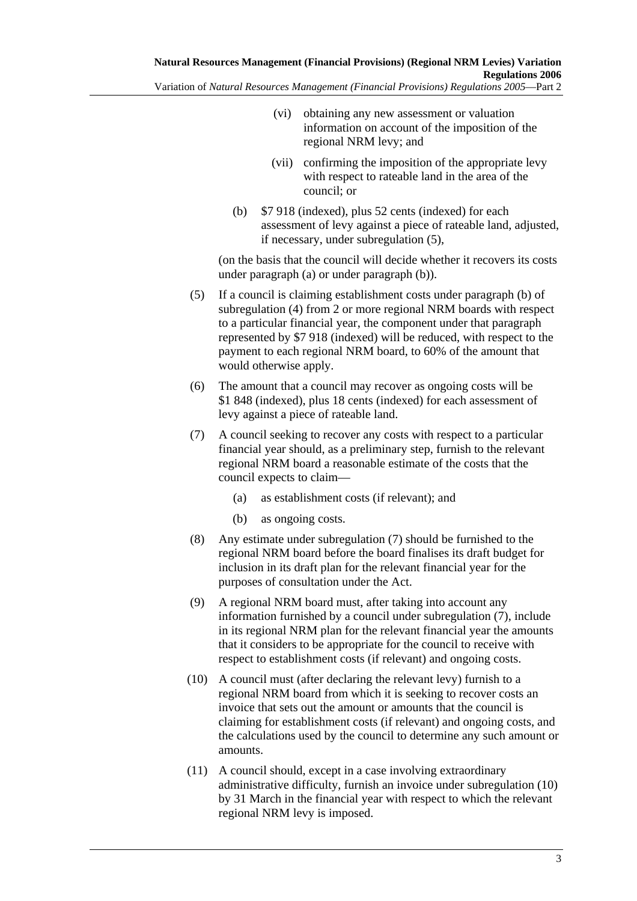(vi) obtaining any new assessment or valuation information on account of the imposition of the regional NRM levy; and

(vii) confirming the imposition of the appropriate levy with respect to rateable land in the area of the council; or

(b) $7 918 (indexed), plus 52 cents (indexed) for each assessment of levy against a piece of rateable land, adjusted, if necessary, under subregulation (5),

(on the basis that the council will decide whether it recovers its costs under paragraph (a) or under paragraph (b)).

(5) If a council is claiming establishment costs under paragraph (b) of subregulation (4) from 2 or more regional NRM boards with respect to a particular financial year, the component under that paragraph represented by $7 918 (indexed) will be reduced, with respect to the payment to each regional NRM board, to 60% of the amount that would otherwise apply.

(6) The amount that a council may recover as ongoing costs will be $1 848 (indexed), plus 18 cents (indexed) for each assessment of levy against a piece of rateable land.

(7) A council seeking to recover any costs with respect to a particular financial year should, as a preliminary step, furnish to the relevant regional NRM board a reasonable estimate of the costs that the council expects to claim—

(a) as establishment costs (if relevant); and

(b) as ongoing costs.

(8) Any estimate under subregulation (7) should be furnished to the regional NRM board before the board finalises its draft budget for inclusion in its draft plan for the relevant financial year for the purposes of consultation under the Act.

(9) A regional NRM board must, after taking into account any information furnished by a council under subregulation (7), include in its regional NRM plan for the relevant financial year the amounts that it considers to be appropriate for the council to receive with respect to establishment costs (if relevant) and ongoing costs.

(10) A council must (after declaring the relevant levy) furnish to a regional NRM board from which it is seeking to recover costs an invoice that sets out the amount or amounts that the council is claiming for establishment costs (if relevant) and ongoing costs, and the calculations used by the council to determine any such amount or amounts.

(11) A council should, except in a case involving extraordinary administrative difficulty, furnish an invoice under subregulation (10) by 31 March in the financial year with respect to which the relevant regional NRM levy is imposed.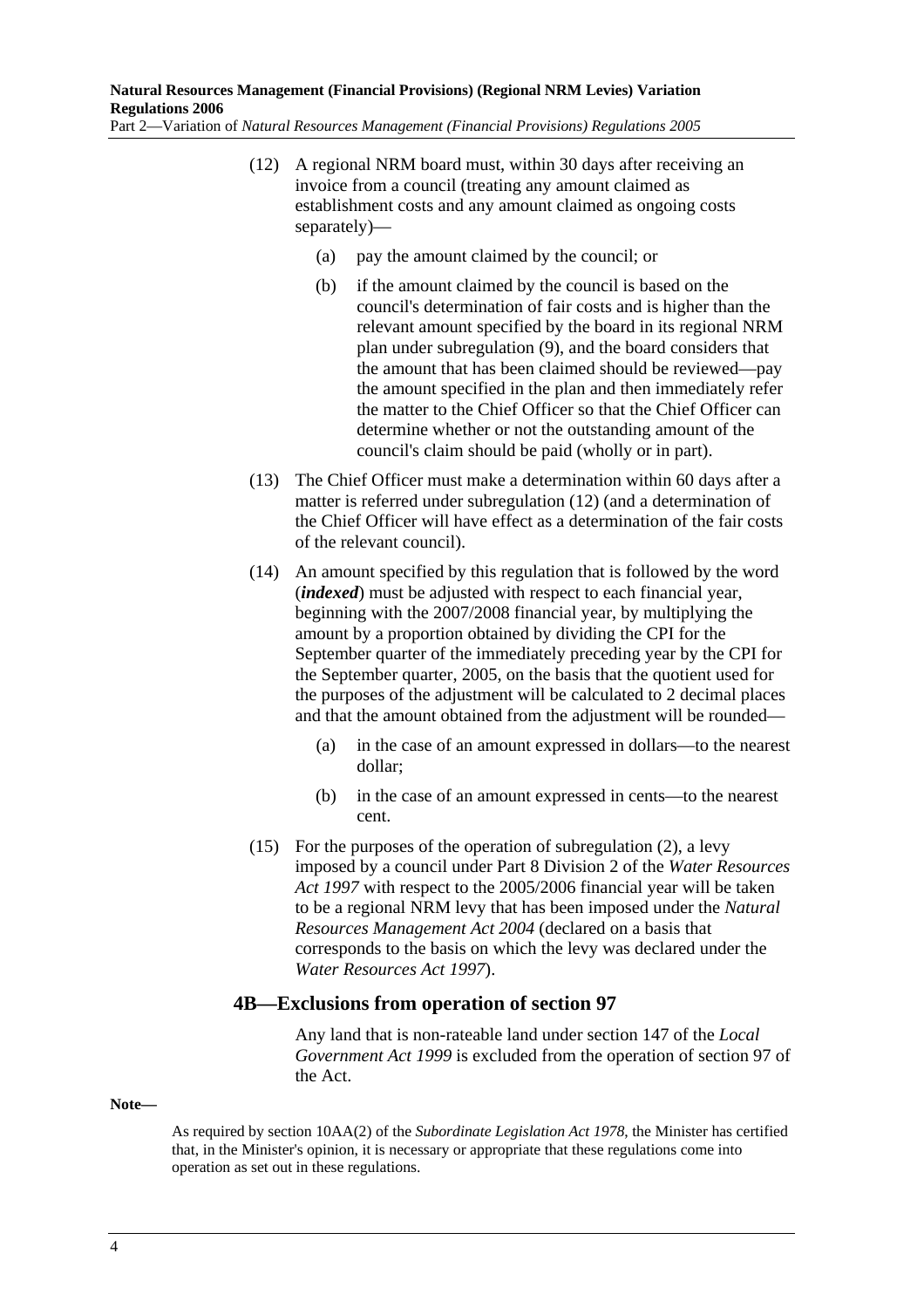(12) A regional NRM board must, within 30 days after receiving an invoice from a council (treating any amount claimed as establishment costs and any amount claimed as ongoing costs separately)—

(a) pay the amount claimed by the council; or

(b) if the amount claimed by the council is based on the council's determination of fair costs and is higher than the relevant amount specified by the board in its regional NRM plan under subregulation (9), and the board considers that the amount that has been claimed should be reviewed—pay the amount specified in the plan and then immediately refer the matter to the Chief Officer so that the Chief Officer can determine whether or not the outstanding amount of the council's claim should be paid (wholly or in part).

(13) The Chief Officer must make a determination within 60 days after a matter is referred under subregulation (12) (and a determination of the Chief Officer will have effect as a determination of the fair costs of the relevant council).

(14) An amount specified by this regulation that is followed by the word (***indexed***) must be adjusted with respect to each financial year, beginning with the 2007/2008 financial year, by multiplying the amount by a proportion obtained by dividing the CPI for the September quarter of the immediately preceding year by the CPI for the September quarter, 2005, on the basis that the quotient used for the purposes of the adjustment will be calculated to 2 decimal places and that the amount obtained from the adjustment will be rounded—

(a) in the case of an amount expressed in dollars—to the nearest dollar;

(b) in the case of an amount expressed in cents—to the nearest cent.

(15) For the purposes of the operation of subregulation (2), a levy imposed by a council under Part 8 Division 2 of the *Water Resources Act 1997* with respect to the 2005/2006 financial year will be taken to be a regional NRM levy that has been imposed under the *Natural Resources Management Act 2004* (declared on a basis that corresponds to the basis on which the levy was declared under the *Water Resources Act 1997*).

## 4B—Exclusions from operation of section 97

Any land that is non-rateable land under section 147 of the *Local Government Act 1999* is excluded from the operation of section 97 of the Act.

**Note—**

As required by section 10AA(2) of the *Subordinate Legislation Act 1978*, the Minister has certified that, in the Minister's opinion, it is necessary or appropriate that these regulations come into operation as set out in these regulations.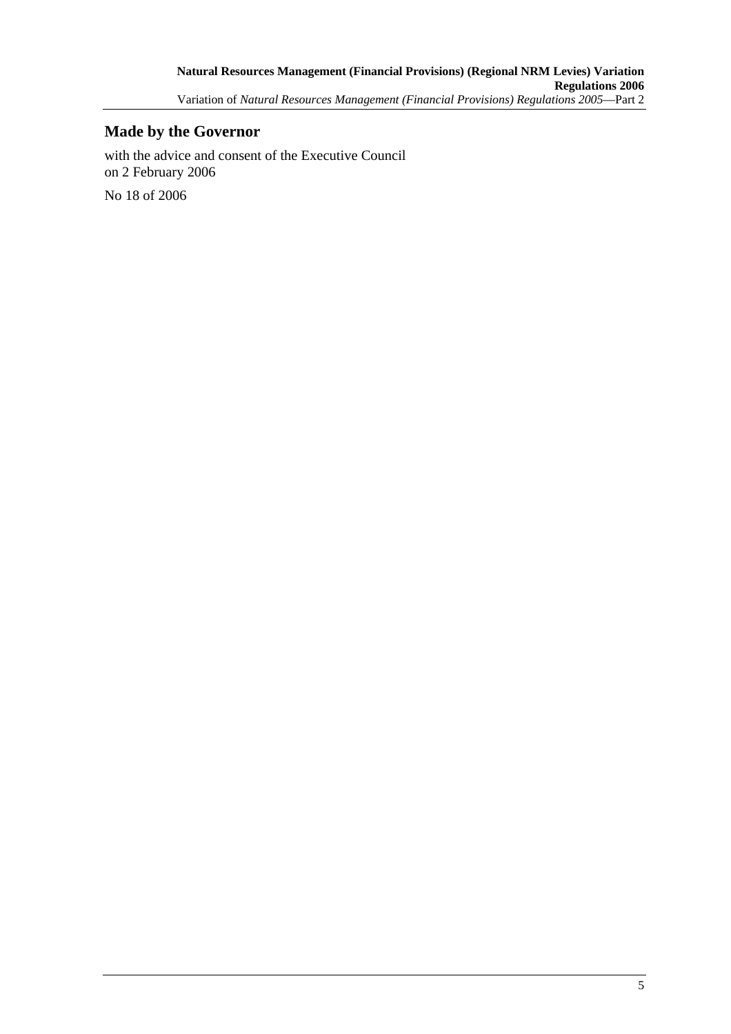## Made by the Governor

with the advice and consent of the Executive Council
on 2 February 2006

No 18 of 2006